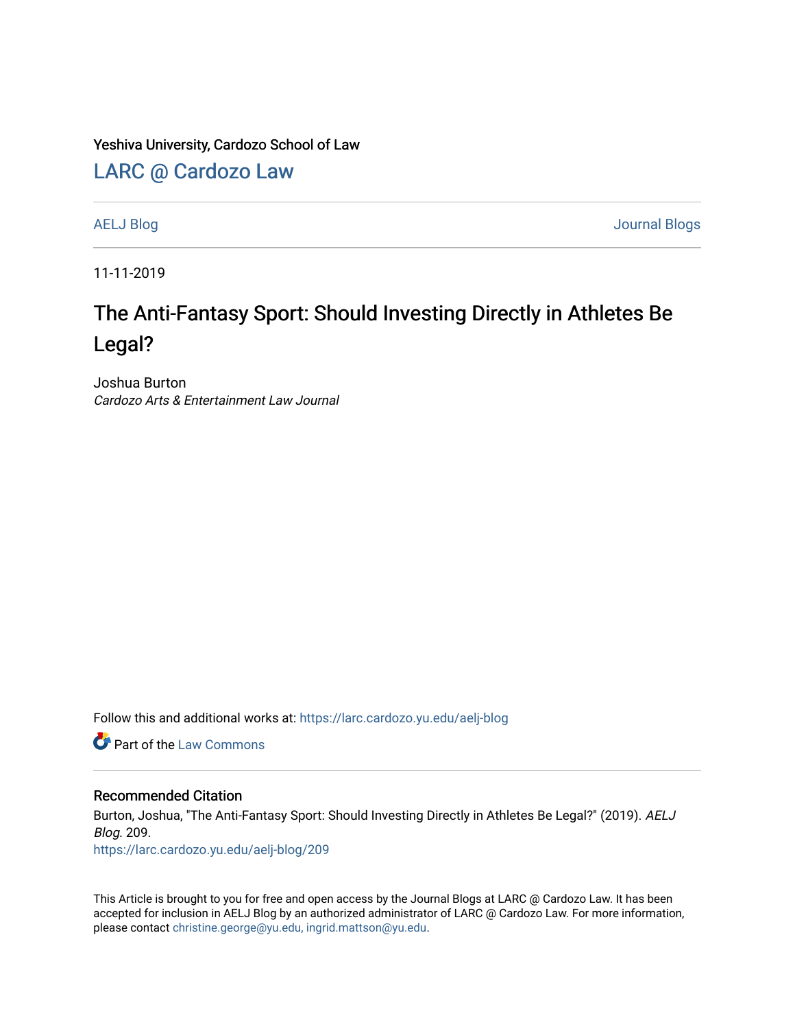Yeshiva University, Cardozo School of Law

## LARC @ Cardozo Law

AELJ Blog | Journal Blogs

11-11-2019

# The Anti-Fantasy Sport: Should Investing Directly in Athletes Be Legal?

Joshua Burton
*Cardozo Arts & Entertainment Law Journal*

Follow this and additional works at: https://larc.cardozo.yu.edu/aelj-blog

Part of the Law Commons

### Recommended Citation

Burton, Joshua, "The Anti-Fantasy Sport: Should Investing Directly in Athletes Be Legal?" (2019). *AELJ Blog*. 209.
https://larc.cardozo.yu.edu/aelj-blog/209

This Article is brought to you for free and open access by the Journal Blogs at LARC @ Cardozo Law. It has been accepted for inclusion in AELJ Blog by an authorized administrator of LARC @ Cardozo Law. For more information, please contact christine.george@yu.edu, ingrid.mattson@yu.edu.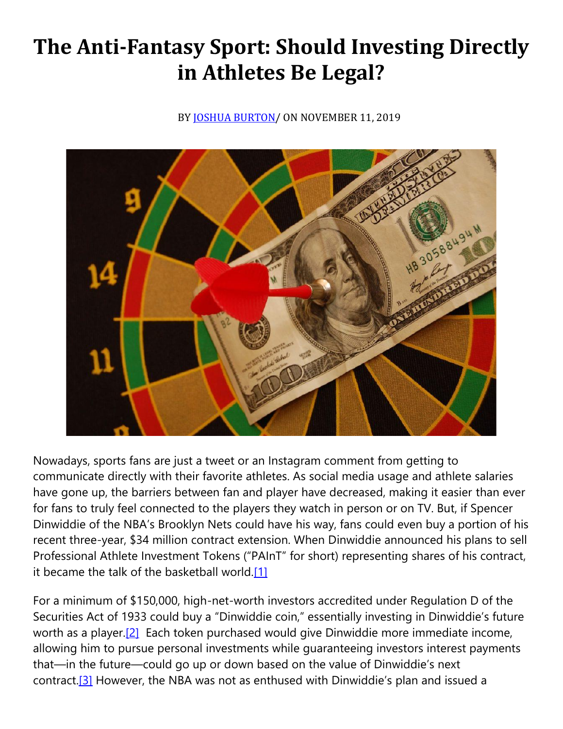# The Anti-Fantasy Sport: Should Investing Directly in Athletes Be Legal?

BY [JOSHUA BURTON]/ ON NOVEMBER 11, 2019

Nowadays, sports fans are just a tweet or an Instagram comment from getting to communicate directly with their favorite athletes. As social media usage and athlete salaries have gone up, the barriers between fan and player have decreased, making it easier than ever for fans to truly feel connected to the players they watch in person or on TV. But, if Spencer Dinwiddie of the NBA's Brooklyn Nets could have his way, fans could even buy a portion of his recent three-year, $34 million contract extension. When Dinwiddie announced his plans to sell Professional Athlete Investment Tokens ("PAInT" for short) representing shares of his contract, it became the talk of the basketball world.[1]

For a minimum of $150,000, high-net-worth investors accredited under Regulation D of the Securities Act of 1933 could buy a "Dinwiddie coin," essentially investing in Dinwiddie's future worth as a player.[2] Each token purchased would give Dinwiddie more immediate income, allowing him to pursue personal investments while guaranteeing investors interest payments that—in the future—could go up or down based on the value of Dinwiddie's next contract.[3] However, the NBA was not as enthused with Dinwiddie's plan and issued a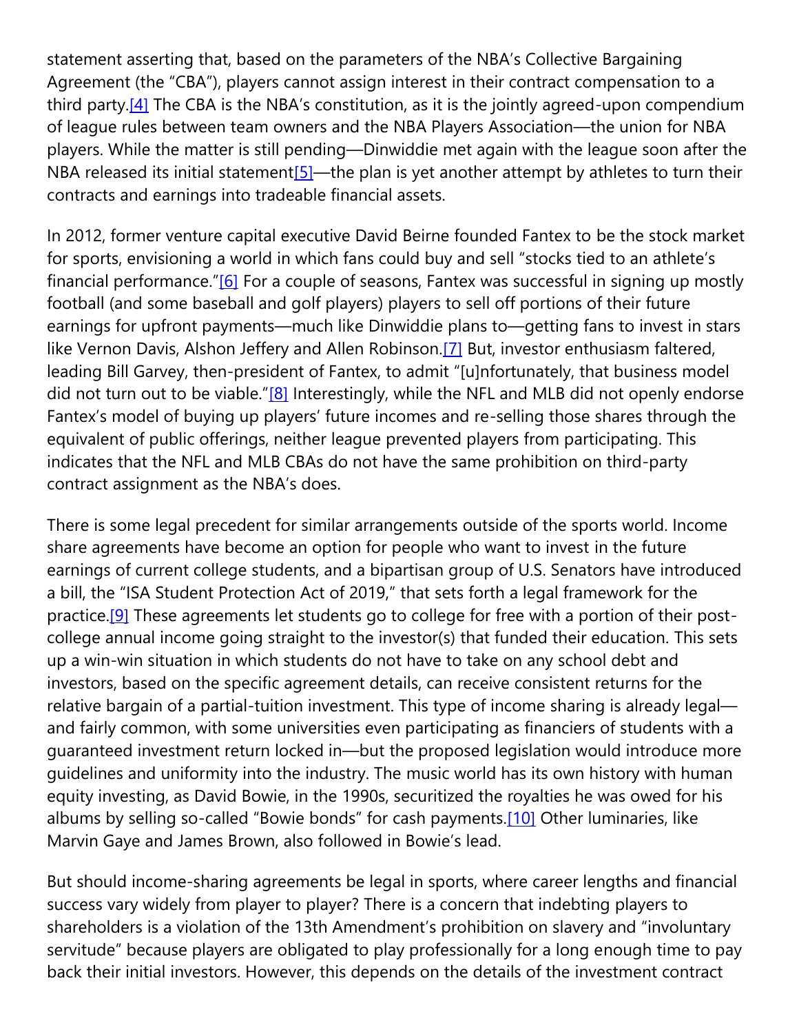statement asserting that, based on the parameters of the NBA's Collective Bargaining Agreement (the "CBA"), players cannot assign interest in their contract compensation to a third party.[4] The CBA is the NBA's constitution, as it is the jointly agreed-upon compendium of league rules between team owners and the NBA Players Association—the union for NBA players. While the matter is still pending—Dinwiddie met again with the league soon after the NBA released its initial statement[5]—the plan is yet another attempt by athletes to turn their contracts and earnings into tradeable financial assets.

In 2012, former venture capital executive David Beirne founded Fantex to be the stock market for sports, envisioning a world in which fans could buy and sell "stocks tied to an athlete's financial performance."[6] For a couple of seasons, Fantex was successful in signing up mostly football (and some baseball and golf players) players to sell off portions of their future earnings for upfront payments—much like Dinwiddie plans to—getting fans to invest in stars like Vernon Davis, Alshon Jeffery and Allen Robinson.[7] But, investor enthusiasm faltered, leading Bill Garvey, then-president of Fantex, to admit "[u]nfortunately, that business model did not turn out to be viable."[8] Interestingly, while the NFL and MLB did not openly endorse Fantex's model of buying up players' future incomes and re-selling those shares through the equivalent of public offerings, neither league prevented players from participating. This indicates that the NFL and MLB CBAs do not have the same prohibition on third-party contract assignment as the NBA's does.

There is some legal precedent for similar arrangements outside of the sports world. Income share agreements have become an option for people who want to invest in the future earnings of current college students, and a bipartisan group of U.S. Senators have introduced a bill, the "ISA Student Protection Act of 2019," that sets forth a legal framework for the practice.[9] These agreements let students go to college for free with a portion of their post-college annual income going straight to the investor(s) that funded their education. This sets up a win-win situation in which students do not have to take on any school debt and investors, based on the specific agreement details, can receive consistent returns for the relative bargain of a partial-tuition investment. This type of income sharing is already legal—and fairly common, with some universities even participating as financiers of students with a guaranteed investment return locked in—but the proposed legislation would introduce more guidelines and uniformity into the industry. The music world has its own history with human equity investing, as David Bowie, in the 1990s, securitized the royalties he was owed for his albums by selling so-called "Bowie bonds" for cash payments.[10] Other luminaries, like Marvin Gaye and James Brown, also followed in Bowie's lead.

But should income-sharing agreements be legal in sports, where career lengths and financial success vary widely from player to player? There is a concern that indebting players to shareholders is a violation of the 13th Amendment's prohibition on slavery and "involuntary servitude" because players are obligated to play professionally for a long enough time to pay back their initial investors. However, this depends on the details of the investment contract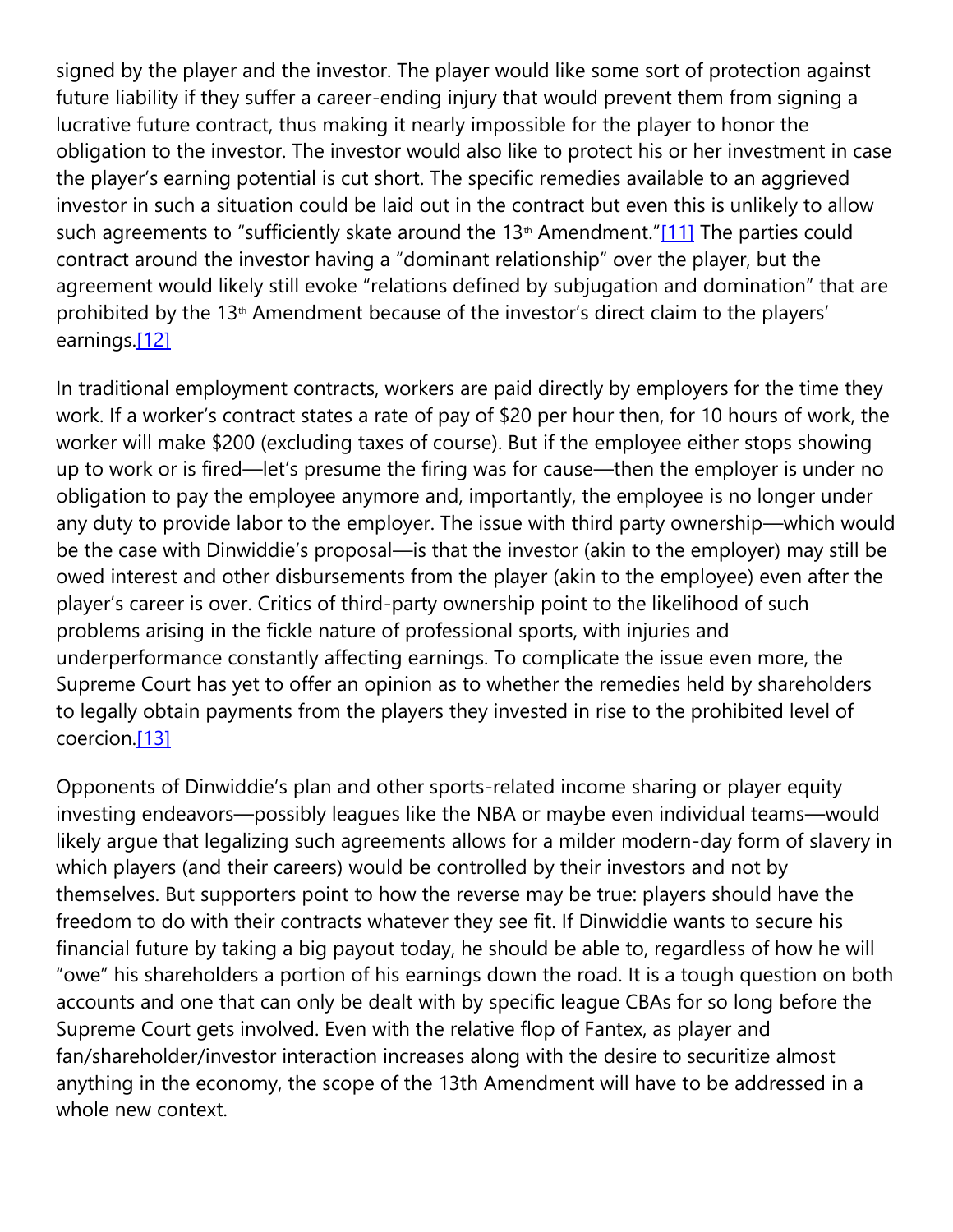signed by the player and the investor. The player would like some sort of protection against future liability if they suffer a career-ending injury that would prevent them from signing a lucrative future contract, thus making it nearly impossible for the player to honor the obligation to the investor. The investor would also like to protect his or her investment in case the player's earning potential is cut short. The specific remedies available to an aggrieved investor in such a situation could be laid out in the contract but even this is unlikely to allow such agreements to "sufficiently skate around the 13th Amendment."[11] The parties could contract around the investor having a "dominant relationship" over the player, but the agreement would likely still evoke "relations defined by subjugation and domination" that are prohibited by the 13th Amendment because of the investor's direct claim to the players' earnings.[12]

In traditional employment contracts, workers are paid directly by employers for the time they work. If a worker's contract states a rate of pay of $20 per hour then, for 10 hours of work, the worker will make $200 (excluding taxes of course). But if the employee either stops showing up to work or is fired—let's presume the firing was for cause—then the employer is under no obligation to pay the employee anymore and, importantly, the employee is no longer under any duty to provide labor to the employer. The issue with third party ownership—which would be the case with Dinwiddie's proposal—is that the investor (akin to the employer) may still be owed interest and other disbursements from the player (akin to the employee) even after the player's career is over. Critics of third-party ownership point to the likelihood of such problems arising in the fickle nature of professional sports, with injuries and underperformance constantly affecting earnings. To complicate the issue even more, the Supreme Court has yet to offer an opinion as to whether the remedies held by shareholders to legally obtain payments from the players they invested in rise to the prohibited level of coercion.[13]

Opponents of Dinwiddie's plan and other sports-related income sharing or player equity investing endeavors—possibly leagues like the NBA or maybe even individual teams—would likely argue that legalizing such agreements allows for a milder modern-day form of slavery in which players (and their careers) would be controlled by their investors and not by themselves. But supporters point to how the reverse may be true: players should have the freedom to do with their contracts whatever they see fit. If Dinwiddie wants to secure his financial future by taking a big payout today, he should be able to, regardless of how he will "owe" his shareholders a portion of his earnings down the road. It is a tough question on both accounts and one that can only be dealt with by specific league CBAs for so long before the Supreme Court gets involved. Even with the relative flop of Fantex, as player and fan/shareholder/investor interaction increases along with the desire to securitize almost anything in the economy, the scope of the 13th Amendment will have to be addressed in a whole new context.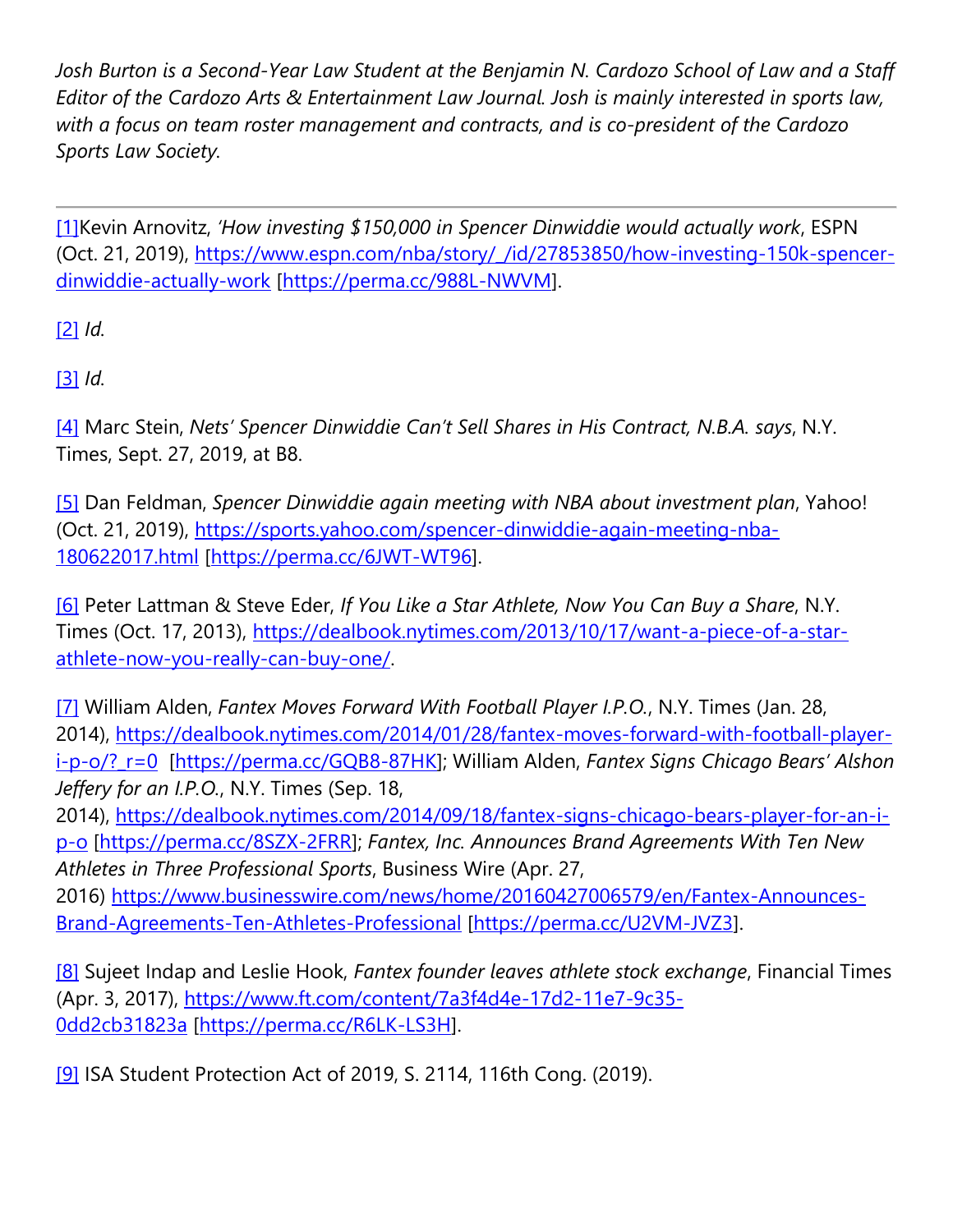*Josh Burton is a Second-Year Law Student at the Benjamin N. Cardozo School of Law and a Staff Editor of the Cardozo Arts & Entertainment Law Journal. Josh is mainly interested in sports law, with a focus on team roster management and contracts, and is co-president of the Cardozo Sports Law Society.*

---

[1]Kevin Arnovitz, *'How investing $150,000 in Spencer Dinwiddie would actually work*, ESPN (Oct. 21, 2019), https://www.espn.com/nba/story/_/id/27853850/how-investing-150k-spencer-dinwiddie-actually-work [https://perma.cc/988L-NWVM].

[2] *Id.*

[3] *Id.*

[4] Marc Stein, *Nets' Spencer Dinwiddie Can't Sell Shares in His Contract, N.B.A. says*, N.Y. Times, Sept. 27, 2019, at B8.

[5] Dan Feldman, *Spencer Dinwiddie again meeting with NBA about investment plan*, Yahoo! (Oct. 21, 2019), https://sports.yahoo.com/spencer-dinwiddie-again-meeting-nba-180622017.html [https://perma.cc/6JWT-WT96].

[6] Peter Lattman & Steve Eder, *If You Like a Star Athlete, Now You Can Buy a Share*, N.Y. Times (Oct. 17, 2013), https://dealbook.nytimes.com/2013/10/17/want-a-piece-of-a-star-athlete-now-you-really-can-buy-one/.

[7] William Alden, *Fantex Moves Forward With Football Player I.P.O.*, N.Y. Times (Jan. 28, 2014), https://dealbook.nytimes.com/2014/01/28/fantex-moves-forward-with-football-player-i-p-o/?_r=0 [https://perma.cc/GQB8-87HK]; William Alden, *Fantex Signs Chicago Bears' Alshon Jeffery for an I.P.O.*, N.Y. Times (Sep. 18, 2014), https://dealbook.nytimes.com/2014/09/18/fantex-signs-chicago-bears-player-for-an-i-p-o [https://perma.cc/8SZX-2FRR]; *Fantex, Inc. Announces Brand Agreements With Ten New Athletes in Three Professional Sports*, Business Wire (Apr. 27, 2016) https://www.businesswire.com/news/home/20160427006579/en/Fantex-Announces-Brand-Agreements-Ten-Athletes-Professional [https://perma.cc/U2VM-JVZ3].

[8] Sujeet Indap and Leslie Hook, *Fantex founder leaves athlete stock exchange*, Financial Times (Apr. 3, 2017), https://www.ft.com/content/7a3f4d4e-17d2-11e7-9c35-0dd2cb31823a [https://perma.cc/R6LK-LS3H].

[9] ISA Student Protection Act of 2019, S. 2114, 116th Cong. (2019).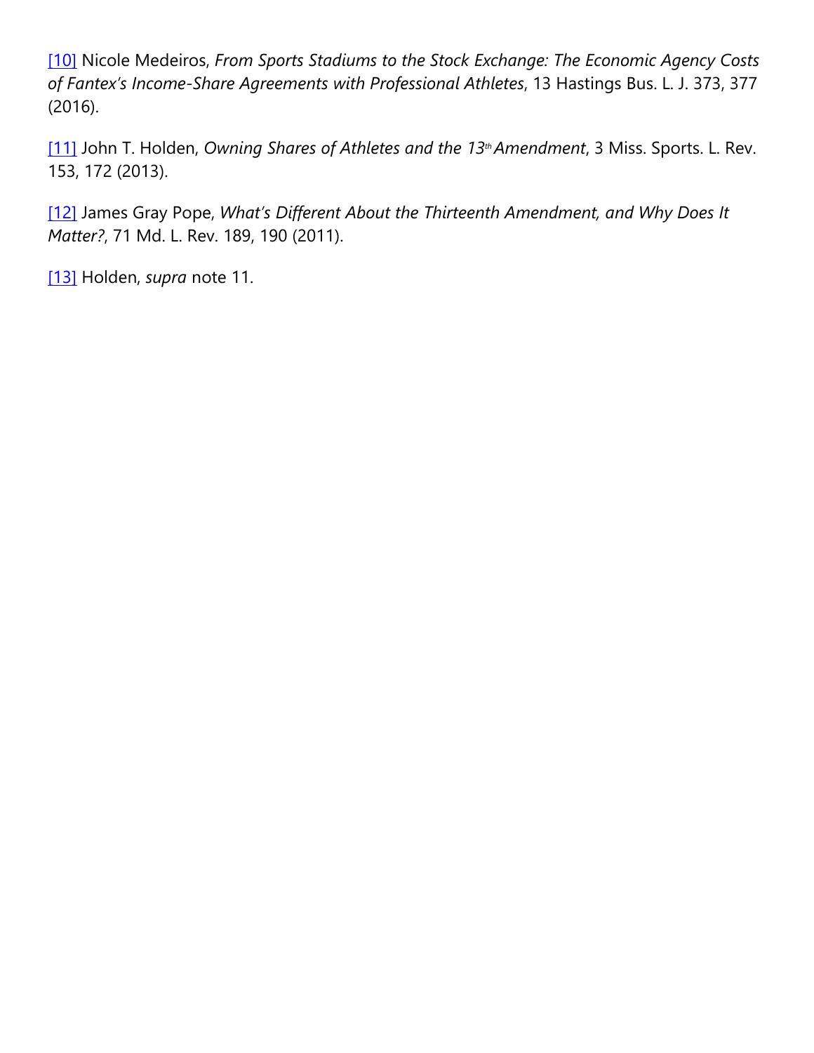[10] Nicole Medeiros, *From Sports Stadiums to the Stock Exchange: The Economic Agency Costs of Fantex's Income-Share Agreements with Professional Athletes*, 13 Hastings Bus. L. J. 373, 377 (2016).

[11] John T. Holden, *Owning Shares of Athletes and the 13th Amendment*, 3 Miss. Sports. L. Rev. 153, 172 (2013).

[12] James Gray Pope, *What's Different About the Thirteenth Amendment, and Why Does It Matter?*, 71 Md. L. Rev. 189, 190 (2011).

[13] Holden, *supra* note 11.